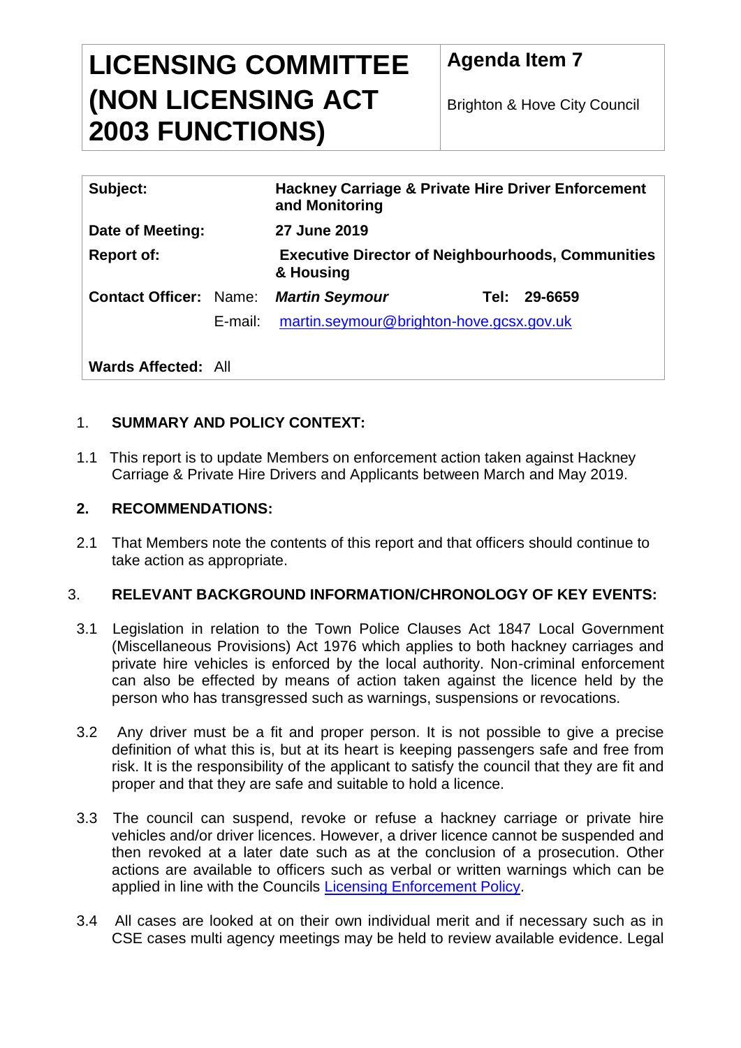| **LICENSING COMMITTEE (NON LICENSING ACT 2003 FUNCTIONS)** | **Agenda Item 7**<br><br>Brighton & Hove City Council |
|---|---|

| | | | |
|---|---|---|---|
| **Subject:** | | **Hackney Carriage & Private Hire Driver Enforcement and Monitoring** | |
| **Date of Meeting:** | | **27 June 2019** | |
| **Report of:** | | **Executive Director of Neighbourhoods, Communities & Housing** | |
| **Contact Officer:** | Name: | ***Martin Seymour*** | **Tel: 29-6659** |
| | E-mail: | martin.seymour@brighton-hove.gcsx.gov.uk | |
| **Wards Affected:** | All | | |

1. **SUMMARY AND POLICY CONTEXT:**

1.1 This report is to update Members on enforcement action taken against Hackney Carriage & Private Hire Drivers and Applicants between March and May 2019.

**2. RECOMMENDATIONS:**

2.1 That Members note the contents of this report and that officers should continue to take action as appropriate.

3. **RELEVANT BACKGROUND INFORMATION/CHRONOLOGY OF KEY EVENTS:**

3.1 Legislation in relation to the Town Police Clauses Act 1847 Local Government (Miscellaneous Provisions) Act 1976 which applies to both hackney carriages and private hire vehicles is enforced by the local authority. Non-criminal enforcement can also be effected by means of action taken against the licence held by the person who has transgressed such as warnings, suspensions or revocations.

3.2 Any driver must be a fit and proper person. It is not possible to give a precise definition of what this is, but at its heart is keeping passengers safe and free from risk. It is the responsibility of the applicant to satisfy the council that they are fit and proper and that they are safe and suitable to hold a licence.

3.3 The council can suspend, revoke or refuse a hackney carriage or private hire vehicles and/or driver licences. However, a driver licence cannot be suspended and then revoked at a later date such as at the conclusion of a prosecution. Other actions are available to officers such as verbal or written warnings which can be applied in line with the Councils Licensing Enforcement Policy.

3.4 All cases are looked at on their own individual merit and if necessary such as in CSE cases multi agency meetings may be held to review available evidence. Legal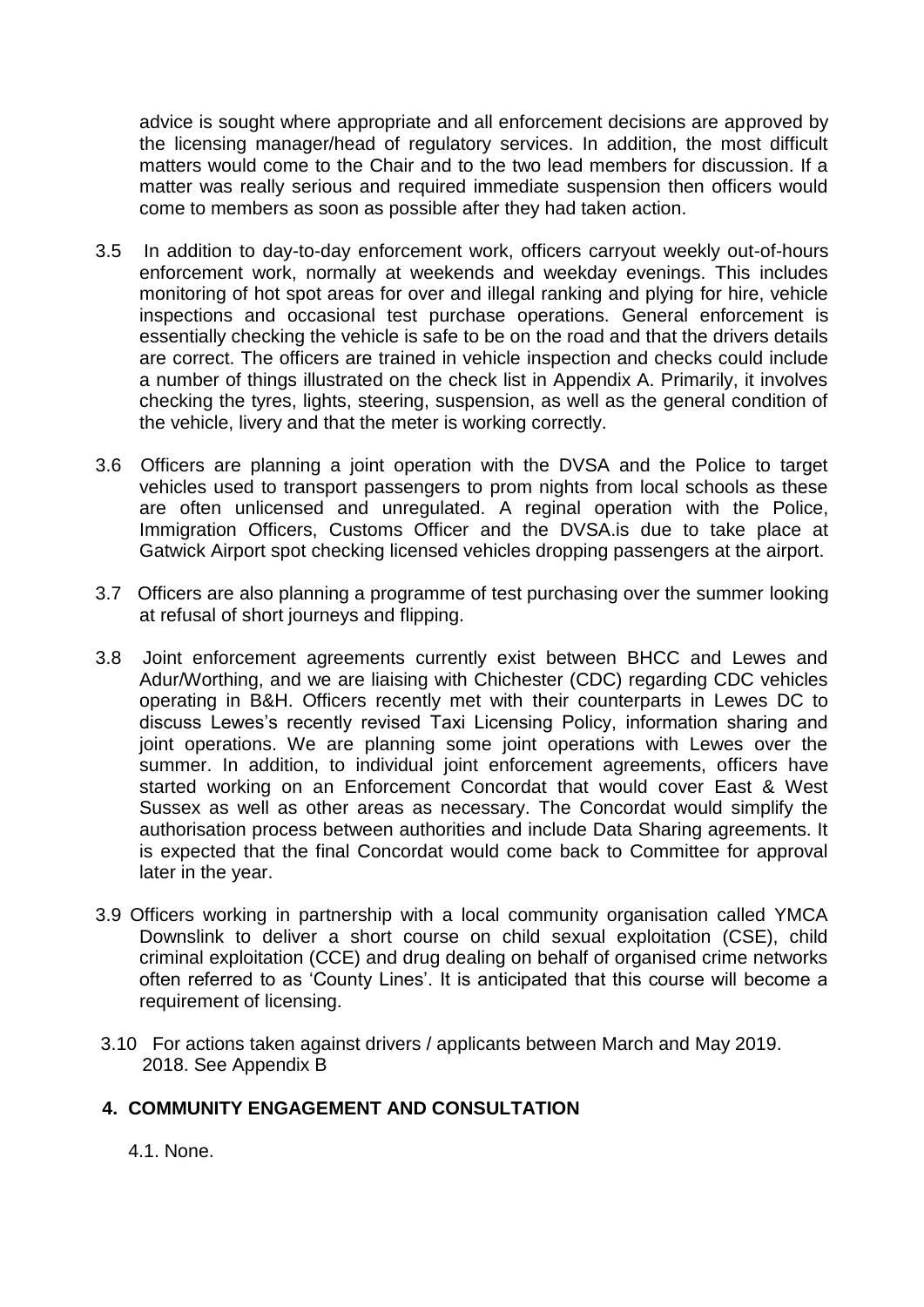advice is sought where appropriate and all enforcement decisions are approved by the licensing manager/head of regulatory services. In addition, the most difficult matters would come to the Chair and to the two lead members for discussion. If a matter was really serious and required immediate suspension then officers would come to members as soon as possible after they had taken action.

3.5 In addition to day-to-day enforcement work, officers carryout weekly out-of-hours enforcement work, normally at weekends and weekday evenings. This includes monitoring of hot spot areas for over and illegal ranking and plying for hire, vehicle inspections and occasional test purchase operations. General enforcement is essentially checking the vehicle is safe to be on the road and that the drivers details are correct. The officers are trained in vehicle inspection and checks could include a number of things illustrated on the check list in Appendix A. Primarily, it involves checking the tyres, lights, steering, suspension, as well as the general condition of the vehicle, livery and that the meter is working correctly.

3.6 Officers are planning a joint operation with the DVSA and the Police to target vehicles used to transport passengers to prom nights from local schools as these are often unlicensed and unregulated. A reginal operation with the Police, Immigration Officers, Customs Officer and the DVSA.is due to take place at Gatwick Airport spot checking licensed vehicles dropping passengers at the airport.

3.7 Officers are also planning a programme of test purchasing over the summer looking at refusal of short journeys and flipping.

3.8 Joint enforcement agreements currently exist between BHCC and Lewes and Adur/Worthing, and we are liaising with Chichester (CDC) regarding CDC vehicles operating in B&H. Officers recently met with their counterparts in Lewes DC to discuss Lewes's recently revised Taxi Licensing Policy, information sharing and joint operations. We are planning some joint operations with Lewes over the summer. In addition, to individual joint enforcement agreements, officers have started working on an Enforcement Concordat that would cover East & West Sussex as well as other areas as necessary. The Concordat would simplify the authorisation process between authorities and include Data Sharing agreements. It is expected that the final Concordat would come back to Committee for approval later in the year.

3.9 Officers working in partnership with a local community organisation called YMCA Downslink to deliver a short course on child sexual exploitation (CSE), child criminal exploitation (CCE) and drug dealing on behalf of organised crime networks often referred to as 'County Lines'. It is anticipated that this course will become a requirement of licensing.

3.10 For actions taken against drivers / applicants between March and May 2019. 2018. See Appendix B

## 4. COMMUNITY ENGAGEMENT AND CONSULTATION

4.1. None.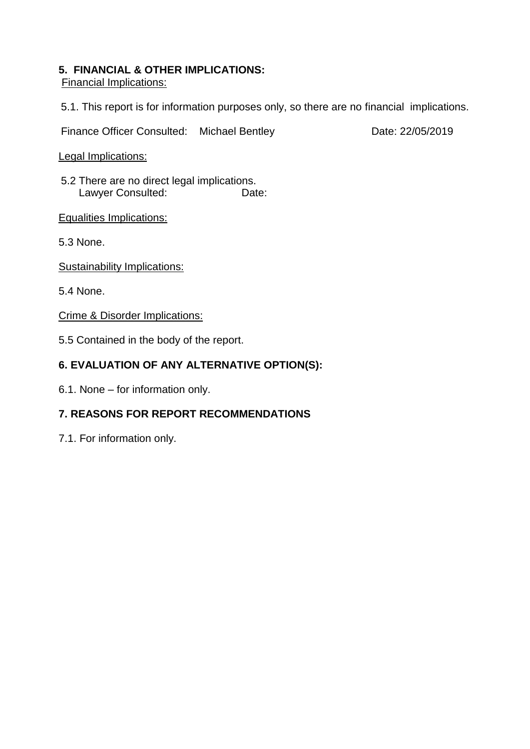## 5. FINANCIAL & OTHER IMPLICATIONS:

Financial Implications:

5.1. This report is for information purposes only, so there are no financial implications.

Finance Officer Consulted: Michael Bentley Date: 22/05/2019

Legal Implications:

5.2 There are no direct legal implications.
Lawyer Consulted: Date:

Equalities Implications:

5.3 None.

Sustainability Implications:

5.4 None.

Crime & Disorder Implications:

5.5 Contained in the body of the report.

## 6. EVALUATION OF ANY ALTERNATIVE OPTION(S):

6.1. None – for information only.

## 7. REASONS FOR REPORT RECOMMENDATIONS

7.1. For information only.